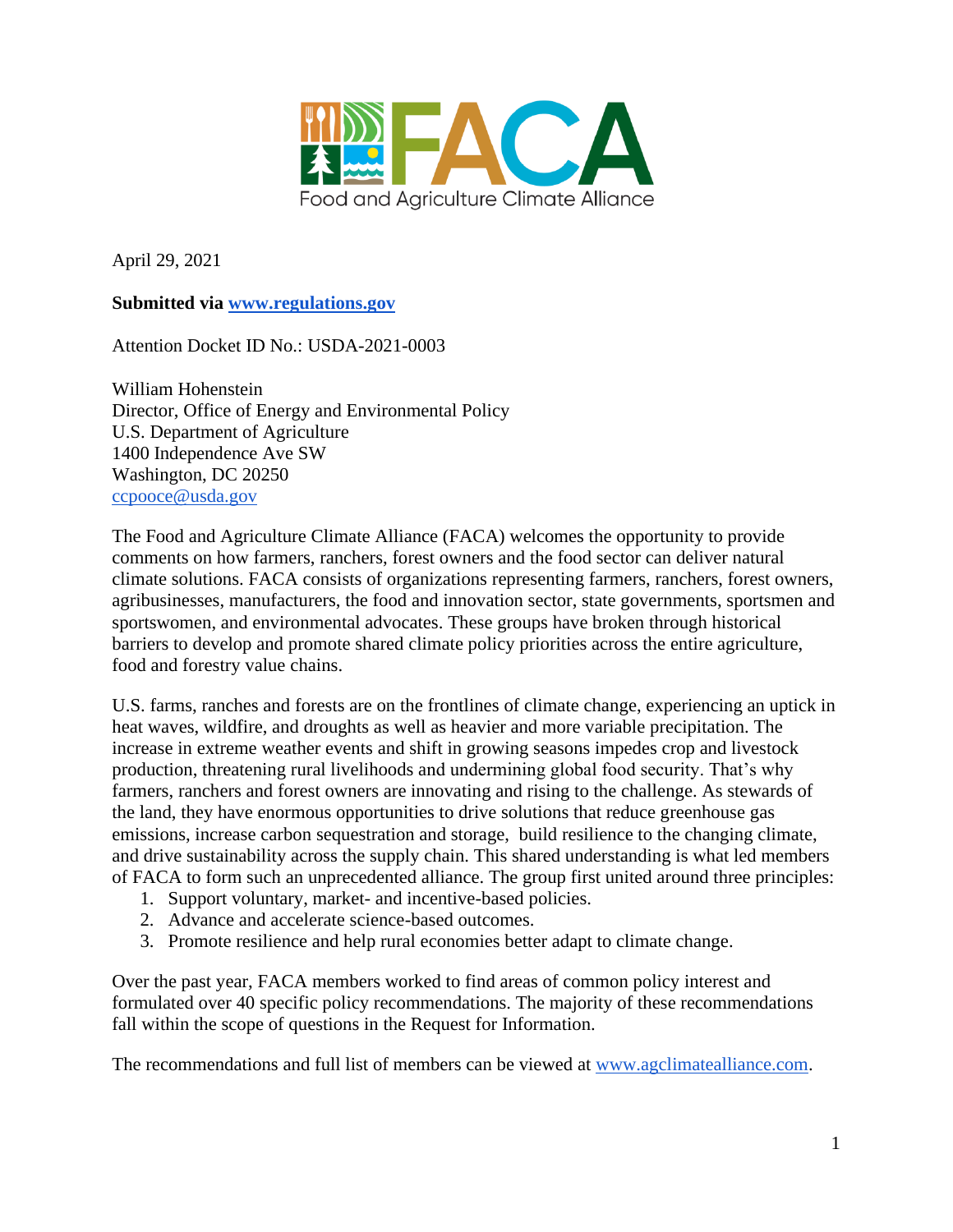FACA

Food and Agriculture Climate Alliance

April 29, 2021

**Submitted via [www.regulations.gov](www.regulations.gov)**

Attention Docket ID No.: USDA-2021-0003

William Hohenstein
Director, Office of Energy and Environmental Policy
U.S. Department of Agriculture
1400 Independence Ave SW
Washington, DC 20250
ccpooce@usda.gov

The Food and Agriculture Climate Alliance (FACA) welcomes the opportunity to provide comments on how farmers, ranchers, forest owners and the food sector can deliver natural climate solutions. FACA consists of organizations representing farmers, ranchers, forest owners, agribusinesses, manufacturers, the food and innovation sector, state governments, sportsmen and sportswomen, and environmental advocates. These groups have broken through historical barriers to develop and promote shared climate policy priorities across the entire agriculture, food and forestry value chains.

U.S. farms, ranches and forests are on the frontlines of climate change, experiencing an uptick in heat waves, wildfire, and droughts as well as heavier and more variable precipitation. The increase in extreme weather events and shift in growing seasons impedes crop and livestock production, threatening rural livelihoods and undermining global food security. That's why farmers, ranchers and forest owners are innovating and rising to the challenge. As stewards of the land, they have enormous opportunities to drive solutions that reduce greenhouse gas emissions, increase carbon sequestration and storage, build resilience to the changing climate, and drive sustainability across the supply chain. This shared understanding is what led members of FACA to form such an unprecedented alliance. The group first united around three principles:

1. Support voluntary, market- and incentive-based policies.
2. Advance and accelerate science-based outcomes.
3. Promote resilience and help rural economies better adapt to climate change.

Over the past year, FACA members worked to find areas of common policy interest and formulated over 40 specific policy recommendations. The majority of these recommendations fall within the scope of questions in the Request for Information.

The recommendations and full list of members can be viewed at [www.agclimatealliance.com](www.agclimatealliance.com).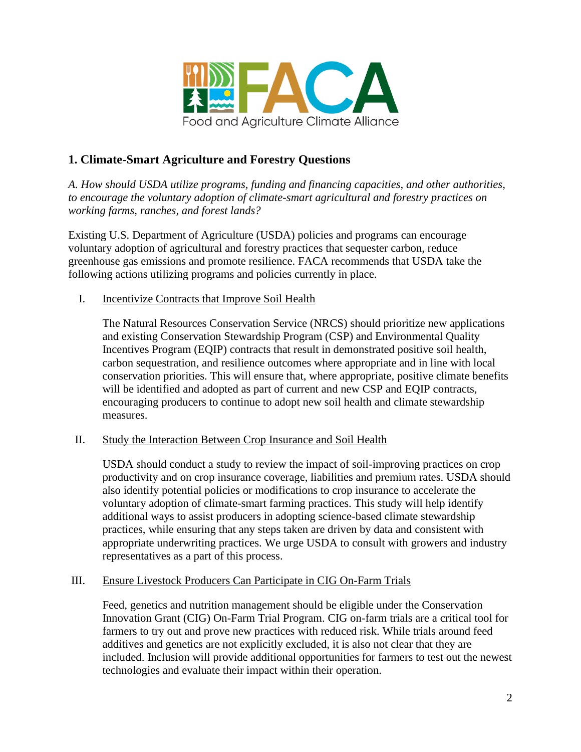FACA

Food and Agriculture Climate Alliance

## 1. Climate-Smart Agriculture and Forestry Questions

*A. How should USDA utilize programs, funding and financing capacities, and other authorities, to encourage the voluntary adoption of climate-smart agricultural and forestry practices on working farms, ranches, and forest lands?*

Existing U.S. Department of Agriculture (USDA) policies and programs can encourage voluntary adoption of agricultural and forestry practices that sequester carbon, reduce greenhouse gas emissions and promote resilience. FACA recommends that USDA take the following actions utilizing programs and policies currently in place.

I. <u>Incentivize Contracts that Improve Soil Health</u>

The Natural Resources Conservation Service (NRCS) should prioritize new applications and existing Conservation Stewardship Program (CSP) and Environmental Quality Incentives Program (EQIP) contracts that result in demonstrated positive soil health, carbon sequestration, and resilience outcomes where appropriate and in line with local conservation priorities. This will ensure that, where appropriate, positive climate benefits will be identified and adopted as part of current and new CSP and EQIP contracts, encouraging producers to continue to adopt new soil health and climate stewardship measures.

II. <u>Study the Interaction Between Crop Insurance and Soil Health</u>

USDA should conduct a study to review the impact of soil-improving practices on crop productivity and on crop insurance coverage, liabilities and premium rates. USDA should also identify potential policies or modifications to crop insurance to accelerate the voluntary adoption of climate-smart farming practices. This study will help identify additional ways to assist producers in adopting science-based climate stewardship practices, while ensuring that any steps taken are driven by data and consistent with appropriate underwriting practices. We urge USDA to consult with growers and industry representatives as a part of this process.

III. <u>Ensure Livestock Producers Can Participate in CIG On-Farm Trials</u>

Feed, genetics and nutrition management should be eligible under the Conservation Innovation Grant (CIG) On-Farm Trial Program. CIG on-farm trials are a critical tool for farmers to try out and prove new practices with reduced risk. While trials around feed additives and genetics are not explicitly excluded, it is also not clear that they are included. Inclusion will provide additional opportunities for farmers to test out the newest technologies and evaluate their impact within their operation.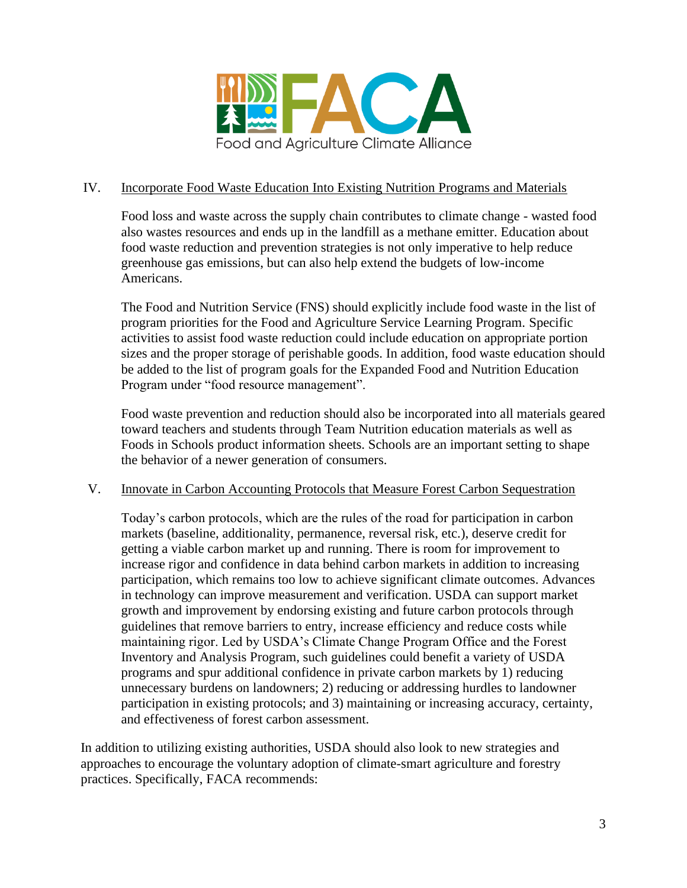IV. Incorporate Food Waste Education Into Existing Nutrition Programs and Materials

Food loss and waste across the supply chain contributes to climate change - wasted food also wastes resources and ends up in the landfill as a methane emitter. Education about food waste reduction and prevention strategies is not only imperative to help reduce greenhouse gas emissions, but can also help extend the budgets of low-income Americans.

The Food and Nutrition Service (FNS) should explicitly include food waste in the list of program priorities for the Food and Agriculture Service Learning Program. Specific activities to assist food waste reduction could include education on appropriate portion sizes and the proper storage of perishable goods. In addition, food waste education should be added to the list of program goals for the Expanded Food and Nutrition Education Program under "food resource management".

Food waste prevention and reduction should also be incorporated into all materials geared toward teachers and students through Team Nutrition education materials as well as Foods in Schools product information sheets. Schools are an important setting to shape the behavior of a newer generation of consumers.

V. Innovate in Carbon Accounting Protocols that Measure Forest Carbon Sequestration

Today's carbon protocols, which are the rules of the road for participation in carbon markets (baseline, additionality, permanence, reversal risk, etc.), deserve credit for getting a viable carbon market up and running. There is room for improvement to increase rigor and confidence in data behind carbon markets in addition to increasing participation, which remains too low to achieve significant climate outcomes. Advances in technology can improve measurement and verification. USDA can support market growth and improvement by endorsing existing and future carbon protocols through guidelines that remove barriers to entry, increase efficiency and reduce costs while maintaining rigor. Led by USDA's Climate Change Program Office and the Forest Inventory and Analysis Program, such guidelines could benefit a variety of USDA programs and spur additional confidence in private carbon markets by 1) reducing unnecessary burdens on landowners; 2) reducing or addressing hurdles to landowner participation in existing protocols; and 3) maintaining or increasing accuracy, certainty, and effectiveness of forest carbon assessment.

In addition to utilizing existing authorities, USDA should also look to new strategies and approaches to encourage the voluntary adoption of climate-smart agriculture and forestry practices. Specifically, FACA recommends: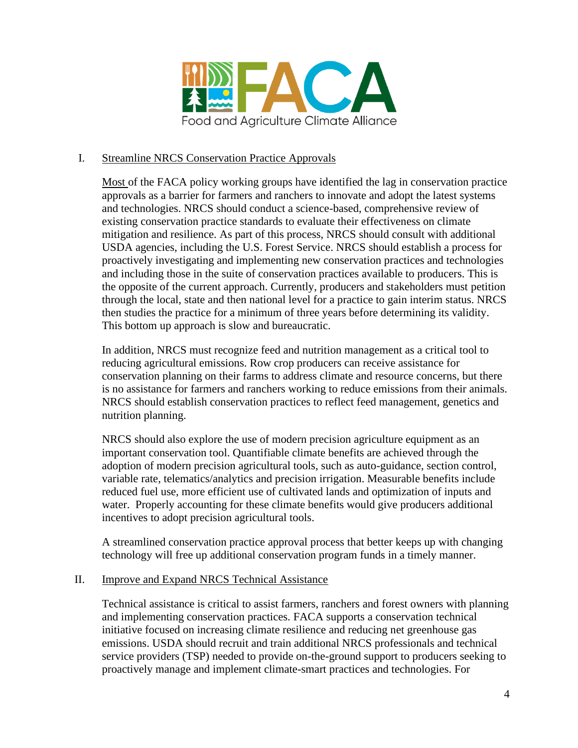## I. Streamline NRCS Conservation Practice Approvals

Most of the FACA policy working groups have identified the lag in conservation practice approvals as a barrier for farmers and ranchers to innovate and adopt the latest systems and technologies. NRCS should conduct a science-based, comprehensive review of existing conservation practice standards to evaluate their effectiveness on climate mitigation and resilience. As part of this process, NRCS should consult with additional USDA agencies, including the U.S. Forest Service. NRCS should establish a process for proactively investigating and implementing new conservation practices and technologies and including those in the suite of conservation practices available to producers. This is the opposite of the current approach. Currently, producers and stakeholders must petition through the local, state and then national level for a practice to gain interim status. NRCS then studies the practice for a minimum of three years before determining its validity. This bottom up approach is slow and bureaucratic.

In addition, NRCS must recognize feed and nutrition management as a critical tool to reducing agricultural emissions. Row crop producers can receive assistance for conservation planning on their farms to address climate and resource concerns, but there is no assistance for farmers and ranchers working to reduce emissions from their animals. NRCS should establish conservation practices to reflect feed management, genetics and nutrition planning.

NRCS should also explore the use of modern precision agriculture equipment as an important conservation tool. Quantifiable climate benefits are achieved through the adoption of modern precision agricultural tools, such as auto-guidance, section control, variable rate, telematics/analytics and precision irrigation. Measurable benefits include reduced fuel use, more efficient use of cultivated lands and optimization of inputs and water. Properly accounting for these climate benefits would give producers additional incentives to adopt precision agricultural tools.

A streamlined conservation practice approval process that better keeps up with changing technology will free up additional conservation program funds in a timely manner.

## II. Improve and Expand NRCS Technical Assistance

Technical assistance is critical to assist farmers, ranchers and forest owners with planning and implementing conservation practices. FACA supports a conservation technical initiative focused on increasing climate resilience and reducing net greenhouse gas emissions. USDA should recruit and train additional NRCS professionals and technical service providers (TSP) needed to provide on-the-ground support to producers seeking to proactively manage and implement climate-smart practices and technologies. For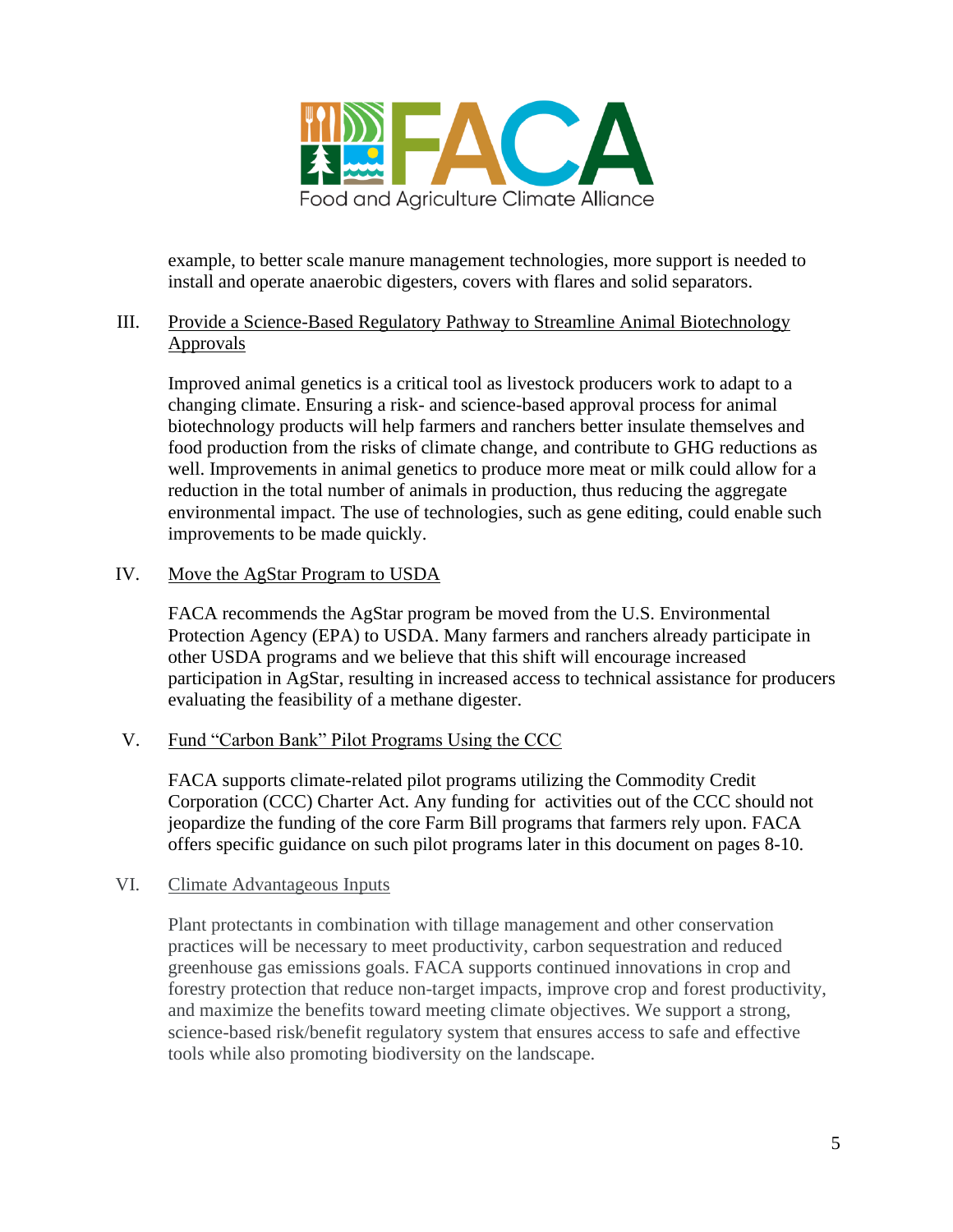example, to better scale manure management technologies, more support is needed to install and operate anaerobic digesters, covers with flares and solid separators.

III. Provide a Science-Based Regulatory Pathway to Streamline Animal Biotechnology Approvals

Improved animal genetics is a critical tool as livestock producers work to adapt to a changing climate. Ensuring a risk- and science-based approval process for animal biotechnology products will help farmers and ranchers better insulate themselves and food production from the risks of climate change, and contribute to GHG reductions as well. Improvements in animal genetics to produce more meat or milk could allow for a reduction in the total number of animals in production, thus reducing the aggregate environmental impact. The use of technologies, such as gene editing, could enable such improvements to be made quickly.

IV. Move the AgStar Program to USDA

FACA recommends the AgStar program be moved from the U.S. Environmental Protection Agency (EPA) to USDA. Many farmers and ranchers already participate in other USDA programs and we believe that this shift will encourage increased participation in AgStar, resulting in increased access to technical assistance for producers evaluating the feasibility of a methane digester.

V. Fund "Carbon Bank" Pilot Programs Using the CCC

FACA supports climate-related pilot programs utilizing the Commodity Credit Corporation (CCC) Charter Act. Any funding for activities out of the CCC should not jeopardize the funding of the core Farm Bill programs that farmers rely upon. FACA offers specific guidance on such pilot programs later in this document on pages 8-10.

VI. Climate Advantageous Inputs

Plant protectants in combination with tillage management and other conservation practices will be necessary to meet productivity, carbon sequestration and reduced greenhouse gas emissions goals. FACA supports continued innovations in crop and forestry protection that reduce non-target impacts, improve crop and forest productivity, and maximize the benefits toward meeting climate objectives. We support a strong, science-based risk/benefit regulatory system that ensures access to safe and effective tools while also promoting biodiversity on the landscape.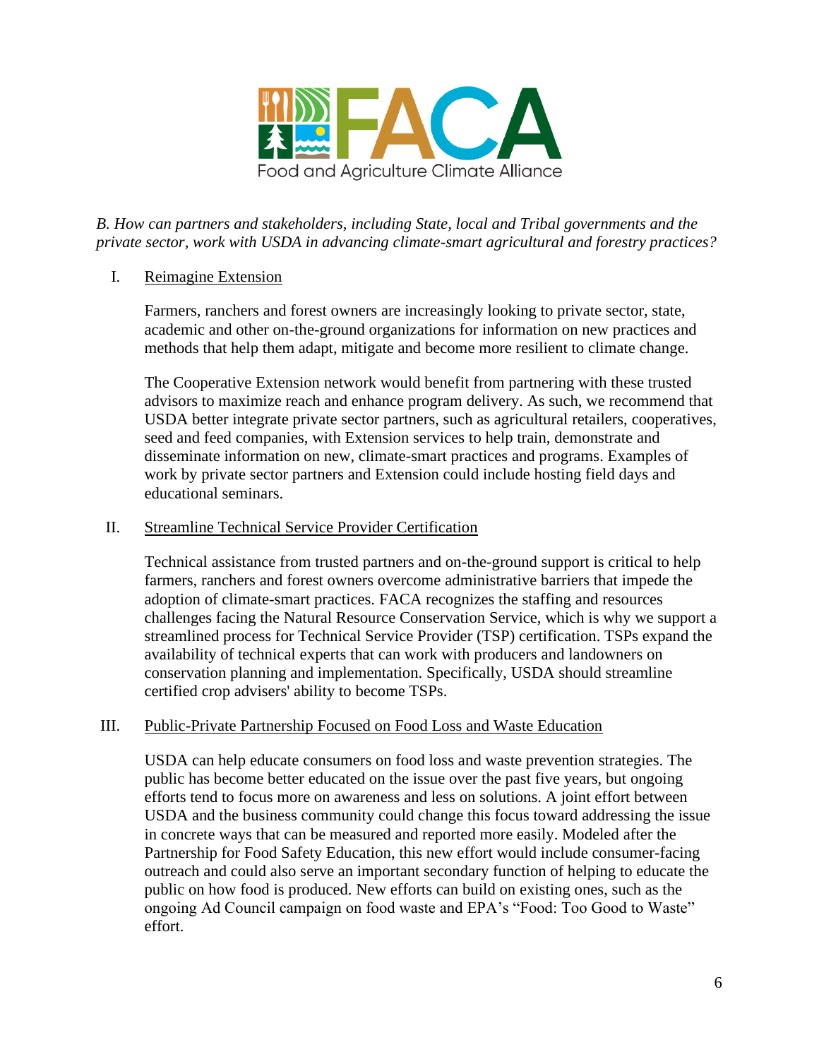*B. How can partners and stakeholders, including State, local and Tribal governments and the private sector, work with USDA in advancing climate-smart agricultural and forestry practices?*

I. <u>Reimagine Extension</u>

Farmers, ranchers and forest owners are increasingly looking to private sector, state, academic and other on-the-ground organizations for information on new practices and methods that help them adapt, mitigate and become more resilient to climate change.

The Cooperative Extension network would benefit from partnering with these trusted advisors to maximize reach and enhance program delivery. As such, we recommend that USDA better integrate private sector partners, such as agricultural retailers, cooperatives, seed and feed companies, with Extension services to help train, demonstrate and disseminate information on new, climate-smart practices and programs. Examples of work by private sector partners and Extension could include hosting field days and educational seminars.

II. <u>Streamline Technical Service Provider Certification</u>

Technical assistance from trusted partners and on-the-ground support is critical to help farmers, ranchers and forest owners overcome administrative barriers that impede the adoption of climate-smart practices. FACA recognizes the staffing and resources challenges facing the Natural Resource Conservation Service, which is why we support a streamlined process for Technical Service Provider (TSP) certification. TSPs expand the availability of technical experts that can work with producers and landowners on conservation planning and implementation. Specifically, USDA should streamline certified crop advisers' ability to become TSPs.

III. <u>Public-Private Partnership Focused on Food Loss and Waste Education</u>

USDA can help educate consumers on food loss and waste prevention strategies. The public has become better educated on the issue over the past five years, but ongoing efforts tend to focus more on awareness and less on solutions. A joint effort between USDA and the business community could change this focus toward addressing the issue in concrete ways that can be measured and reported more easily. Modeled after the Partnership for Food Safety Education, this new effort would include consumer-facing outreach and could also serve an important secondary function of helping to educate the public on how food is produced. New efforts can build on existing ones, such as the ongoing Ad Council campaign on food waste and EPA's "Food: Too Good to Waste" effort.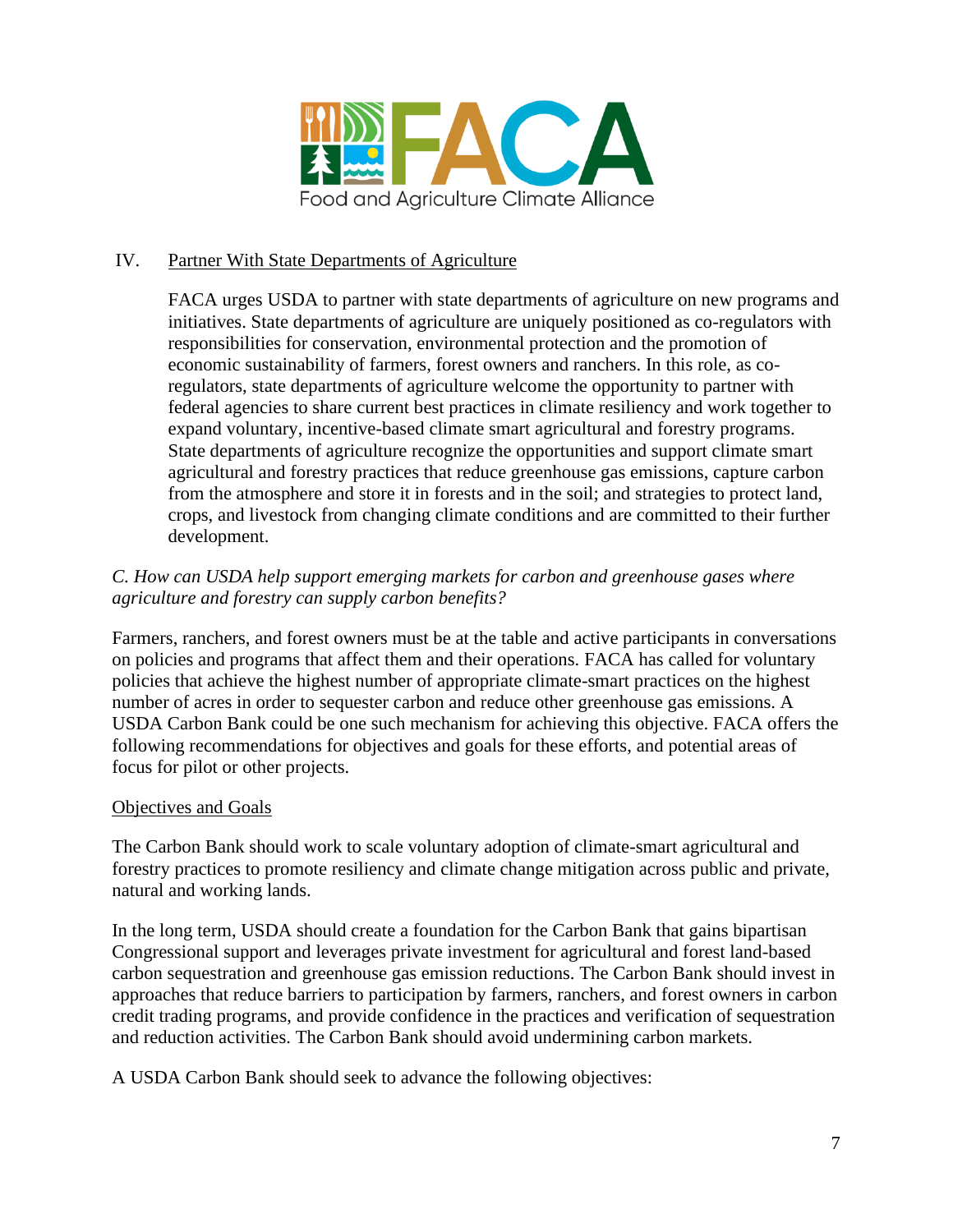IV. Partner With State Departments of Agriculture

FACA urges USDA to partner with state departments of agriculture on new programs and initiatives. State departments of agriculture are uniquely positioned as co-regulators with responsibilities for conservation, environmental protection and the promotion of economic sustainability of farmers, forest owners and ranchers. In this role, as co-regulators, state departments of agriculture welcome the opportunity to partner with federal agencies to share current best practices in climate resiliency and work together to expand voluntary, incentive-based climate smart agricultural and forestry programs. State departments of agriculture recognize the opportunities and support climate smart agricultural and forestry practices that reduce greenhouse gas emissions, capture carbon from the atmosphere and store it in forests and in the soil; and strategies to protect land, crops, and livestock from changing climate conditions and are committed to their further development.

*C. How can USDA help support emerging markets for carbon and greenhouse gases where agriculture and forestry can supply carbon benefits?*

Farmers, ranchers, and forest owners must be at the table and active participants in conversations on policies and programs that affect them and their operations. FACA has called for voluntary policies that achieve the highest number of appropriate climate-smart practices on the highest number of acres in order to sequester carbon and reduce other greenhouse gas emissions. A USDA Carbon Bank could be one such mechanism for achieving this objective. FACA offers the following recommendations for objectives and goals for these efforts, and potential areas of focus for pilot or other projects.

Objectives and Goals

The Carbon Bank should work to scale voluntary adoption of climate-smart agricultural and forestry practices to promote resiliency and climate change mitigation across public and private, natural and working lands.

In the long term, USDA should create a foundation for the Carbon Bank that gains bipartisan Congressional support and leverages private investment for agricultural and forest land-based carbon sequestration and greenhouse gas emission reductions. The Carbon Bank should invest in approaches that reduce barriers to participation by farmers, ranchers, and forest owners in carbon credit trading programs, and provide confidence in the practices and verification of sequestration and reduction activities. The Carbon Bank should avoid undermining carbon markets.

A USDA Carbon Bank should seek to advance the following objectives: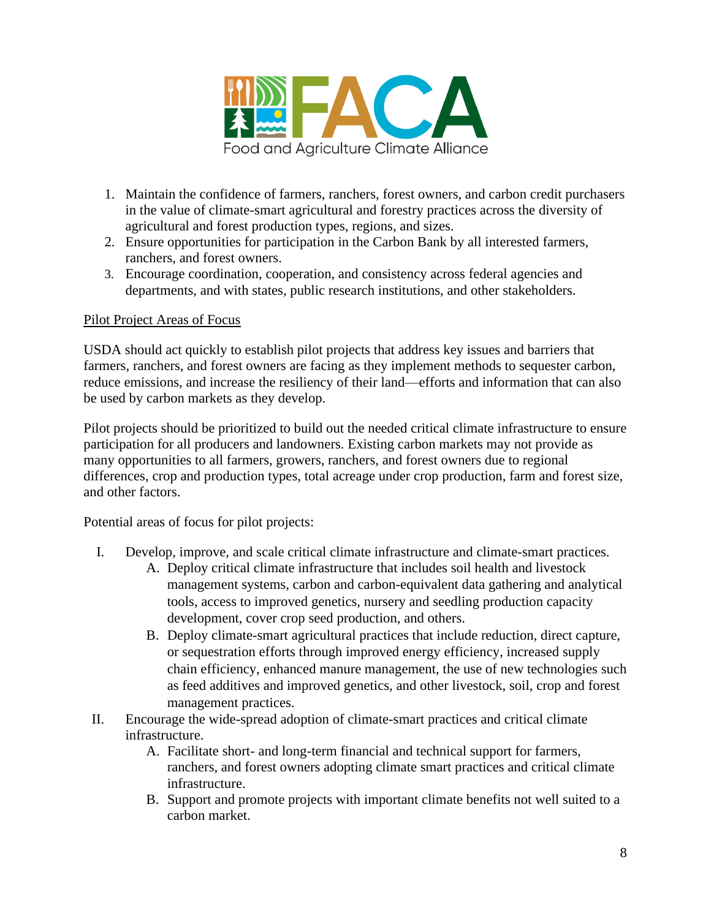1. Maintain the confidence of farmers, ranchers, forest owners, and carbon credit purchasers in the value of climate-smart agricultural and forestry practices across the diversity of agricultural and forest production types, regions, and sizes.
2. Ensure opportunities for participation in the Carbon Bank by all interested farmers, ranchers, and forest owners.
3. Encourage coordination, cooperation, and consistency across federal agencies and departments, and with states, public research institutions, and other stakeholders.

Pilot Project Areas of Focus

USDA should act quickly to establish pilot projects that address key issues and barriers that farmers, ranchers, and forest owners are facing as they implement methods to sequester carbon, reduce emissions, and increase the resiliency of their land—efforts and information that can also be used by carbon markets as they develop.

Pilot projects should be prioritized to build out the needed critical climate infrastructure to ensure participation for all producers and landowners. Existing carbon markets may not provide as many opportunities to all farmers, growers, ranchers, and forest owners due to regional differences, crop and production types, total acreage under crop production, farm and forest size, and other factors.

Potential areas of focus for pilot projects:

I. Develop, improve, and scale critical climate infrastructure and climate-smart practices.
   A. Deploy critical climate infrastructure that includes soil health and livestock management systems, carbon and carbon-equivalent data gathering and analytical tools, access to improved genetics, nursery and seedling production capacity development, cover crop seed production, and others.
   B. Deploy climate-smart agricultural practices that include reduction, direct capture, or sequestration efforts through improved energy efficiency, increased supply chain efficiency, enhanced manure management, the use of new technologies such as feed additives and improved genetics, and other livestock, soil, crop and forest management practices.

II. Encourage the wide-spread adoption of climate-smart practices and critical climate infrastructure.
   A. Facilitate short- and long-term financial and technical support for farmers, ranchers, and forest owners adopting climate smart practices and critical climate infrastructure.
   B. Support and promote projects with important climate benefits not well suited to a carbon market.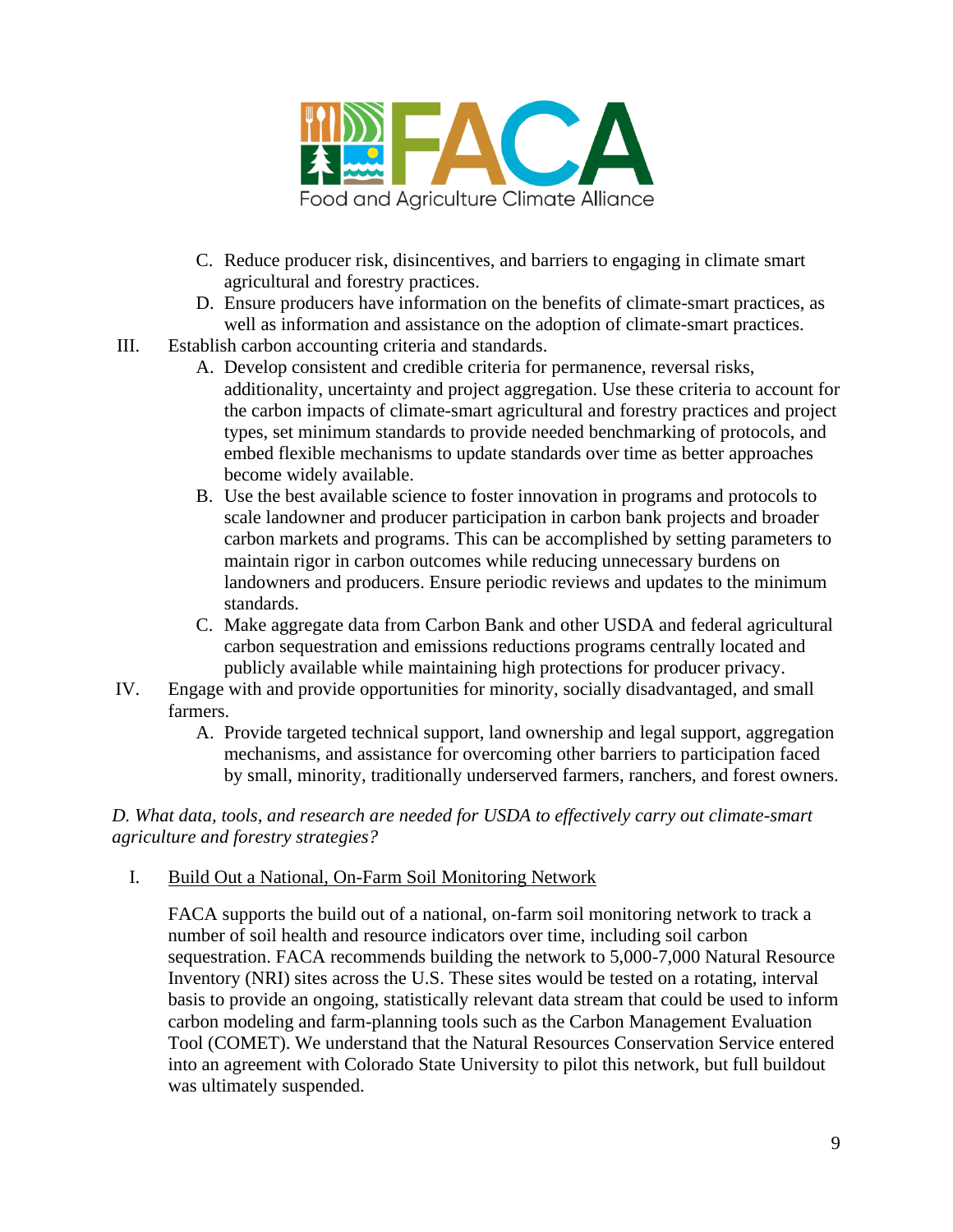C. Reduce producer risk, disincentives, and barriers to engaging in climate smart agricultural and forestry practices.

D. Ensure producers have information on the benefits of climate-smart practices, as well as information and assistance on the adoption of climate-smart practices.

III. Establish carbon accounting criteria and standards.

A. Develop consistent and credible criteria for permanence, reversal risks, additionality, uncertainty and project aggregation. Use these criteria to account for the carbon impacts of climate-smart agricultural and forestry practices and project types, set minimum standards to provide needed benchmarking of protocols, and embed flexible mechanisms to update standards over time as better approaches become widely available.

B. Use the best available science to foster innovation in programs and protocols to scale landowner and producer participation in carbon bank projects and broader carbon markets and programs. This can be accomplished by setting parameters to maintain rigor in carbon outcomes while reducing unnecessary burdens on landowners and producers. Ensure periodic reviews and updates to the minimum standards.

C. Make aggregate data from Carbon Bank and other USDA and federal agricultural carbon sequestration and emissions reductions programs centrally located and publicly available while maintaining high protections for producer privacy.

IV. Engage with and provide opportunities for minority, socially disadvantaged, and small farmers.

A. Provide targeted technical support, land ownership and legal support, aggregation mechanisms, and assistance for overcoming other barriers to participation faced by small, minority, traditionally underserved farmers, ranchers, and forest owners.

*D. What data, tools, and research are needed for USDA to effectively carry out climate-smart agriculture and forestry strategies?*

I. Build Out a National, On-Farm Soil Monitoring Network

FACA supports the build out of a national, on-farm soil monitoring network to track a number of soil health and resource indicators over time, including soil carbon sequestration. FACA recommends building the network to 5,000-7,000 Natural Resource Inventory (NRI) sites across the U.S. These sites would be tested on a rotating, interval basis to provide an ongoing, statistically relevant data stream that could be used to inform carbon modeling and farm-planning tools such as the Carbon Management Evaluation Tool (COMET). We understand that the Natural Resources Conservation Service entered into an agreement with Colorado State University to pilot this network, but full buildout was ultimately suspended.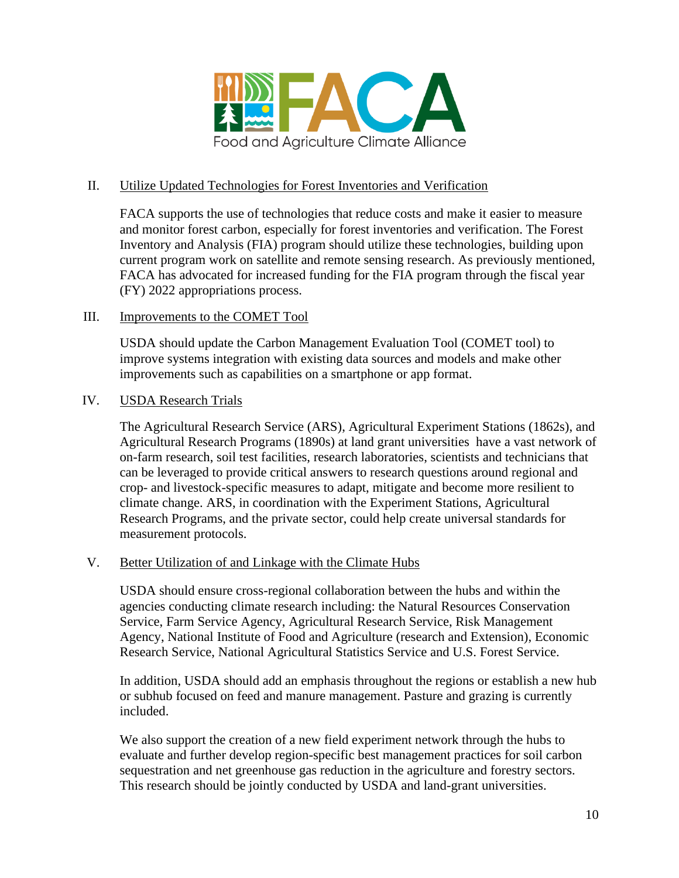II. Utilize Updated Technologies for Forest Inventories and Verification

FACA supports the use of technologies that reduce costs and make it easier to measure and monitor forest carbon, especially for forest inventories and verification. The Forest Inventory and Analysis (FIA) program should utilize these technologies, building upon current program work on satellite and remote sensing research. As previously mentioned, FACA has advocated for increased funding for the FIA program through the fiscal year (FY) 2022 appropriations process.

III. Improvements to the COMET Tool

USDA should update the Carbon Management Evaluation Tool (COMET tool) to improve systems integration with existing data sources and models and make other improvements such as capabilities on a smartphone or app format.

IV. USDA Research Trials

The Agricultural Research Service (ARS), Agricultural Experiment Stations (1862s), and Agricultural Research Programs (1890s) at land grant universities have a vast network of on-farm research, soil test facilities, research laboratories, scientists and technicians that can be leveraged to provide critical answers to research questions around regional and crop- and livestock-specific measures to adapt, mitigate and become more resilient to climate change. ARS, in coordination with the Experiment Stations, Agricultural Research Programs, and the private sector, could help create universal standards for measurement protocols.

V. Better Utilization of and Linkage with the Climate Hubs

USDA should ensure cross-regional collaboration between the hubs and within the agencies conducting climate research including: the Natural Resources Conservation Service, Farm Service Agency, Agricultural Research Service, Risk Management Agency, National Institute of Food and Agriculture (research and Extension), Economic Research Service, National Agricultural Statistics Service and U.S. Forest Service.

In addition, USDA should add an emphasis throughout the regions or establish a new hub or subhub focused on feed and manure management. Pasture and grazing is currently included.

We also support the creation of a new field experiment network through the hubs to evaluate and further develop region-specific best management practices for soil carbon sequestration and net greenhouse gas reduction in the agriculture and forestry sectors. This research should be jointly conducted by USDA and land-grant universities.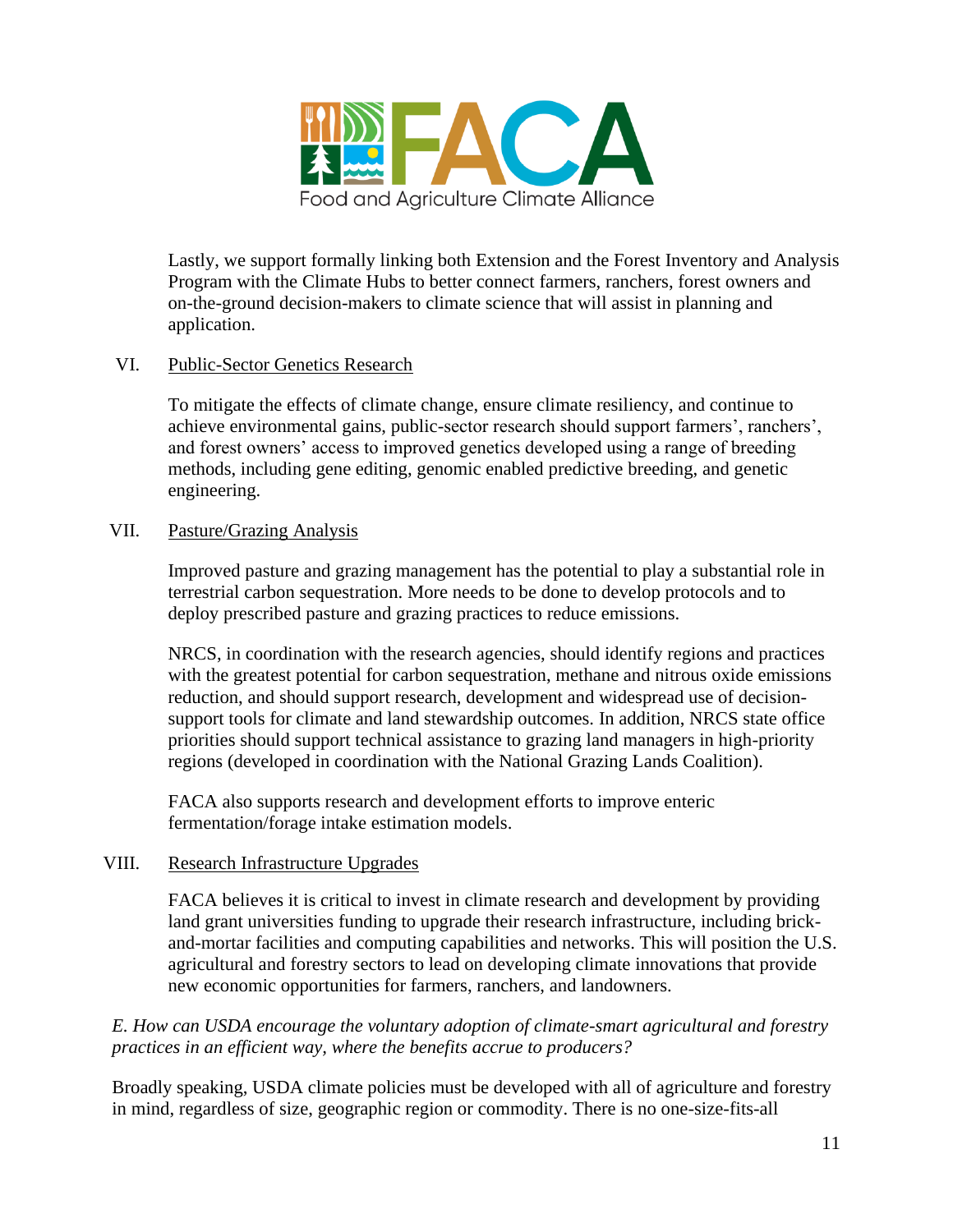Lastly, we support formally linking both Extension and the Forest Inventory and Analysis Program with the Climate Hubs to better connect farmers, ranchers, forest owners and on-the-ground decision-makers to climate science that will assist in planning and application.

VI. Public-Sector Genetics Research

To mitigate the effects of climate change, ensure climate resiliency, and continue to achieve environmental gains, public-sector research should support farmers', ranchers', and forest owners' access to improved genetics developed using a range of breeding methods, including gene editing, genomic enabled predictive breeding, and genetic engineering.

VII. Pasture/Grazing Analysis

Improved pasture and grazing management has the potential to play a substantial role in terrestrial carbon sequestration. More needs to be done to develop protocols and to deploy prescribed pasture and grazing practices to reduce emissions.

NRCS, in coordination with the research agencies, should identify regions and practices with the greatest potential for carbon sequestration, methane and nitrous oxide emissions reduction, and should support research, development and widespread use of decision-support tools for climate and land stewardship outcomes. In addition, NRCS state office priorities should support technical assistance to grazing land managers in high-priority regions (developed in coordination with the National Grazing Lands Coalition).

FACA also supports research and development efforts to improve enteric fermentation/forage intake estimation models.

VIII. Research Infrastructure Upgrades

FACA believes it is critical to invest in climate research and development by providing land grant universities funding to upgrade their research infrastructure, including brick-and-mortar facilities and computing capabilities and networks. This will position the U.S. agricultural and forestry sectors to lead on developing climate innovations that provide new economic opportunities for farmers, ranchers, and landowners.

*E. How can USDA encourage the voluntary adoption of climate-smart agricultural and forestry practices in an efficient way, where the benefits accrue to producers?*

Broadly speaking, USDA climate policies must be developed with all of agriculture and forestry in mind, regardless of size, geographic region or commodity. There is no one-size-fits-all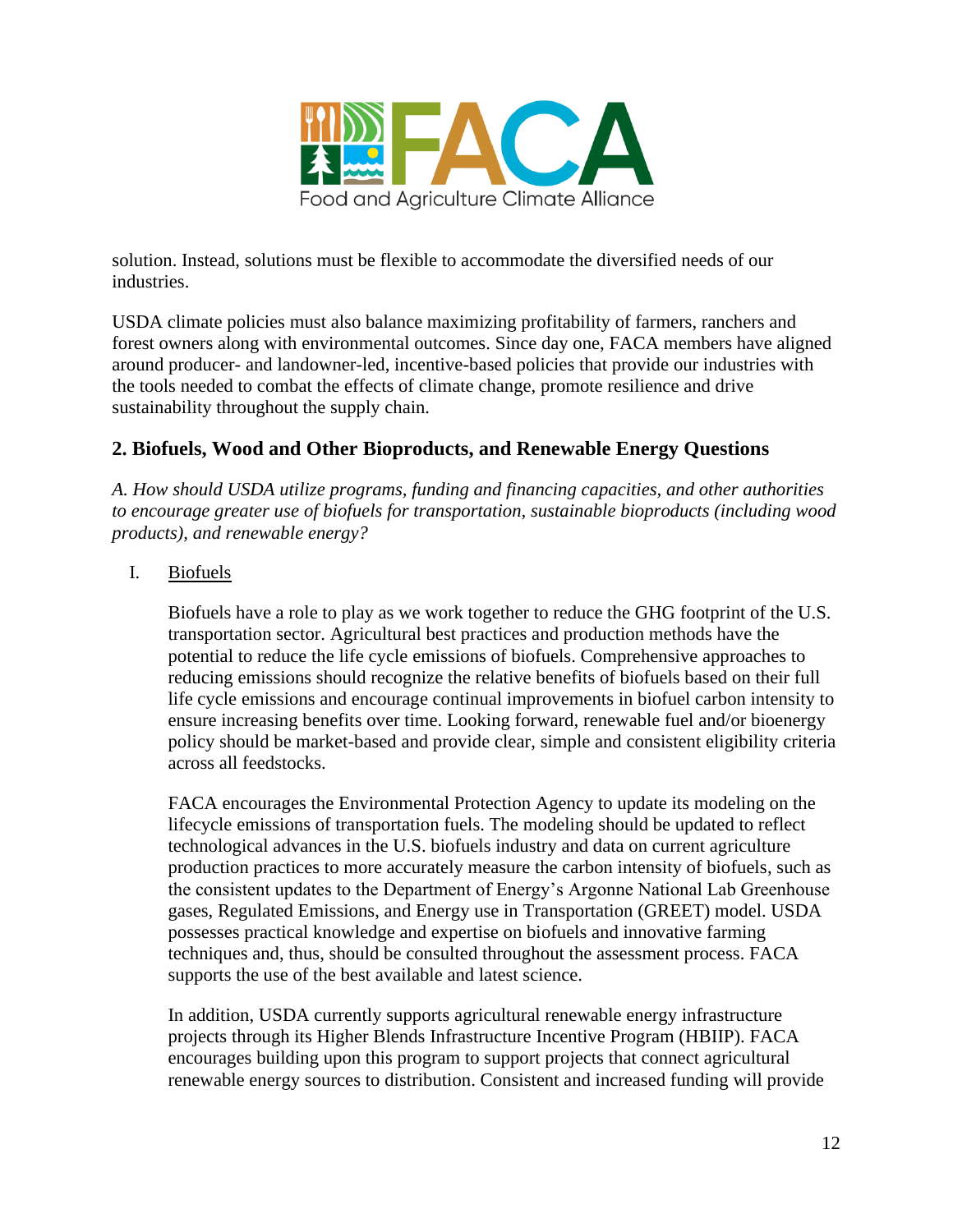solution. Instead, solutions must be flexible to accommodate the diversified needs of our industries.

USDA climate policies must also balance maximizing profitability of farmers, ranchers and forest owners along with environmental outcomes. Since day one, FACA members have aligned around producer- and landowner-led, incentive-based policies that provide our industries with the tools needed to combat the effects of climate change, promote resilience and drive sustainability throughout the supply chain.

## 2. Biofuels, Wood and Other Bioproducts, and Renewable Energy Questions

*A. How should USDA utilize programs, funding and financing capacities, and other authorities to encourage greater use of biofuels for transportation, sustainable bioproducts (including wood products), and renewable energy?*

I. Biofuels

Biofuels have a role to play as we work together to reduce the GHG footprint of the U.S. transportation sector. Agricultural best practices and production methods have the potential to reduce the life cycle emissions of biofuels. Comprehensive approaches to reducing emissions should recognize the relative benefits of biofuels based on their full life cycle emissions and encourage continual improvements in biofuel carbon intensity to ensure increasing benefits over time. Looking forward, renewable fuel and/or bioenergy policy should be market-based and provide clear, simple and consistent eligibility criteria across all feedstocks.

FACA encourages the Environmental Protection Agency to update its modeling on the lifecycle emissions of transportation fuels. The modeling should be updated to reflect technological advances in the U.S. biofuels industry and data on current agriculture production practices to more accurately measure the carbon intensity of biofuels, such as the consistent updates to the Department of Energy's Argonne National Lab Greenhouse gases, Regulated Emissions, and Energy use in Transportation (GREET) model. USDA possesses practical knowledge and expertise on biofuels and innovative farming techniques and, thus, should be consulted throughout the assessment process. FACA supports the use of the best available and latest science.

In addition, USDA currently supports agricultural renewable energy infrastructure projects through its Higher Blends Infrastructure Incentive Program (HBIIP). FACA encourages building upon this program to support projects that connect agricultural renewable energy sources to distribution. Consistent and increased funding will provide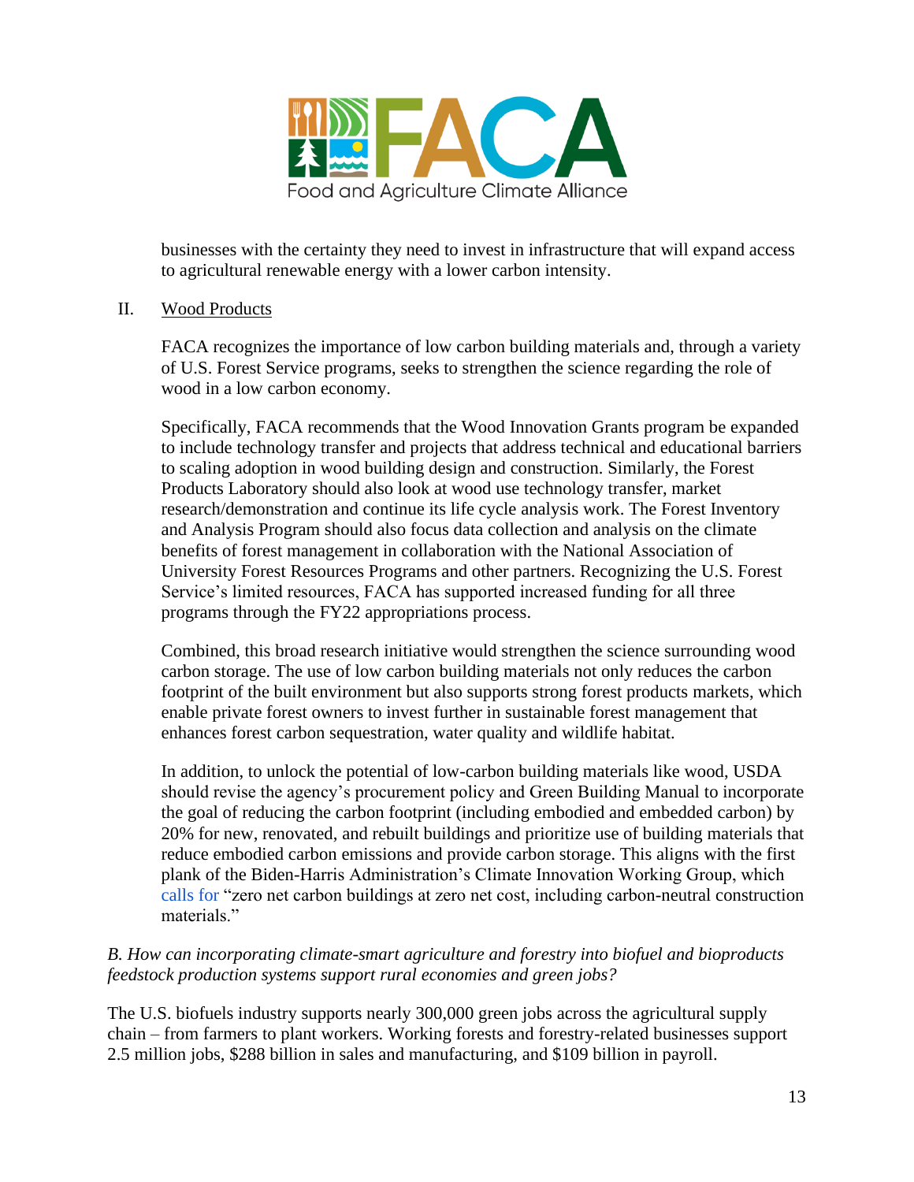businesses with the certainty they need to invest in infrastructure that will expand access to agricultural renewable energy with a lower carbon intensity.

II. Wood Products

FACA recognizes the importance of low carbon building materials and, through a variety of U.S. Forest Service programs, seeks to strengthen the science regarding the role of wood in a low carbon economy.

Specifically, FACA recommends that the Wood Innovation Grants program be expanded to include technology transfer and projects that address technical and educational barriers to scaling adoption in wood building design and construction. Similarly, the Forest Products Laboratory should also look at wood use technology transfer, market research/demonstration and continue its life cycle analysis work. The Forest Inventory and Analysis Program should also focus data collection and analysis on the climate benefits of forest management in collaboration with the National Association of University Forest Resources Programs and other partners. Recognizing the U.S. Forest Service's limited resources, FACA has supported increased funding for all three programs through the FY22 appropriations process.

Combined, this broad research initiative would strengthen the science surrounding wood carbon storage. The use of low carbon building materials not only reduces the carbon footprint of the built environment but also supports strong forest products markets, which enable private forest owners to invest further in sustainable forest management that enhances forest carbon sequestration, water quality and wildlife habitat.

In addition, to unlock the potential of low-carbon building materials like wood, USDA should revise the agency's procurement policy and Green Building Manual to incorporate the goal of reducing the carbon footprint (including embodied and embedded carbon) by 20% for new, renovated, and rebuilt buildings and prioritize use of building materials that reduce embodied carbon emissions and provide carbon storage. This aligns with the first plank of the Biden-Harris Administration's Climate Innovation Working Group, which calls for "zero net carbon buildings at zero net cost, including carbon-neutral construction materials."

*B. How can incorporating climate-smart agriculture and forestry into biofuel and bioproducts feedstock production systems support rural economies and green jobs?*

The U.S. biofuels industry supports nearly 300,000 green jobs across the agricultural supply chain – from farmers to plant workers. Working forests and forestry-related businesses support 2.5 million jobs, $288 billion in sales and manufacturing, and $109 billion in payroll.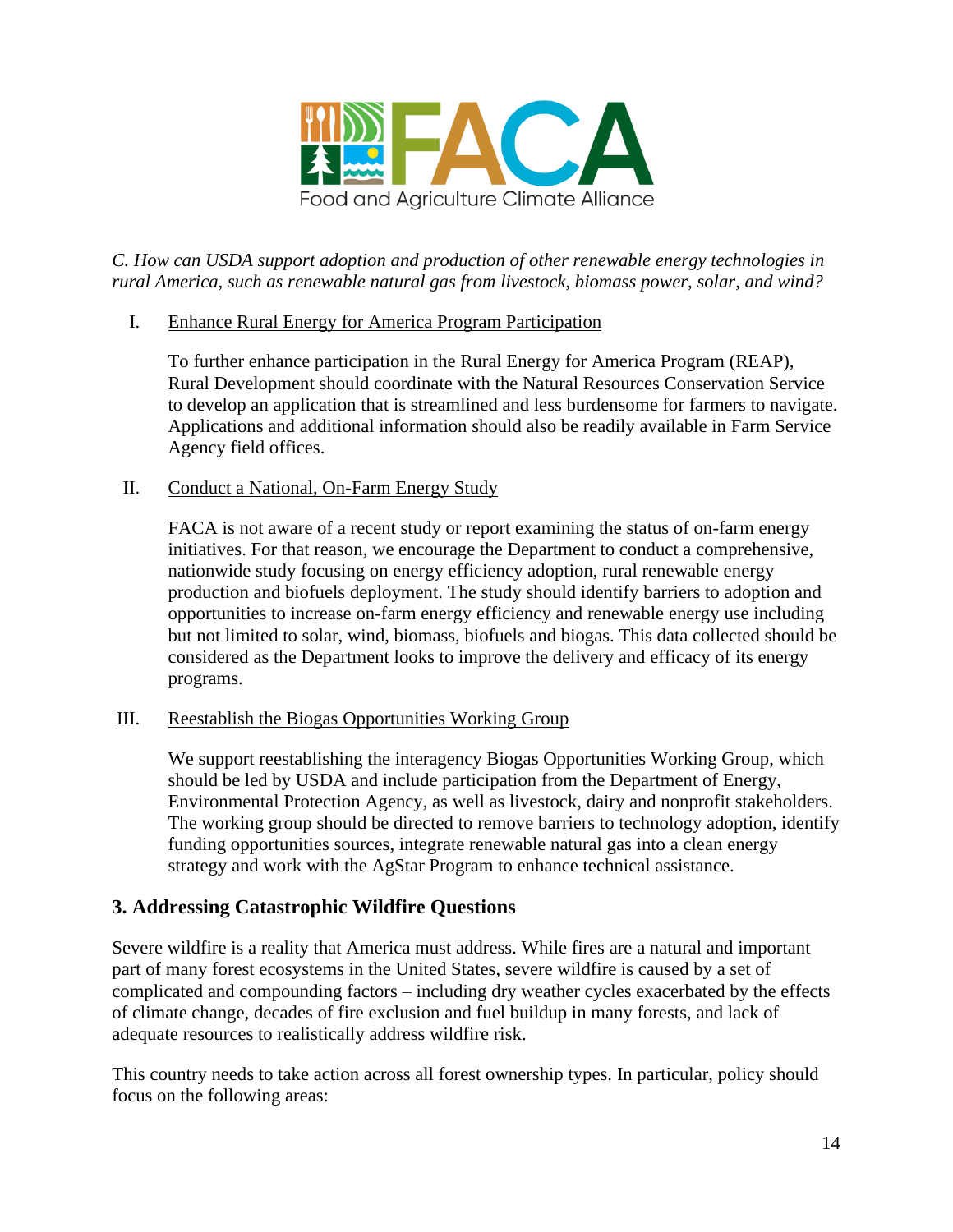*C. How can USDA support adoption and production of other renewable energy technologies in rural America, such as renewable natural gas from livestock, biomass power, solar, and wind?*

I. Enhance Rural Energy for America Program Participation

To further enhance participation in the Rural Energy for America Program (REAP), Rural Development should coordinate with the Natural Resources Conservation Service to develop an application that is streamlined and less burdensome for farmers to navigate. Applications and additional information should also be readily available in Farm Service Agency field offices.

II. Conduct a National, On-Farm Energy Study

FACA is not aware of a recent study or report examining the status of on-farm energy initiatives. For that reason, we encourage the Department to conduct a comprehensive, nationwide study focusing on energy efficiency adoption, rural renewable energy production and biofuels deployment. The study should identify barriers to adoption and opportunities to increase on-farm energy efficiency and renewable energy use including but not limited to solar, wind, biomass, biofuels and biogas. This data collected should be considered as the Department looks to improve the delivery and efficacy of its energy programs.

III. Reestablish the Biogas Opportunities Working Group

We support reestablishing the interagency Biogas Opportunities Working Group, which should be led by USDA and include participation from the Department of Energy, Environmental Protection Agency, as well as livestock, dairy and nonprofit stakeholders. The working group should be directed to remove barriers to technology adoption, identify funding opportunities sources, integrate renewable natural gas into a clean energy strategy and work with the AgStar Program to enhance technical assistance.

## 3. Addressing Catastrophic Wildfire Questions

Severe wildfire is a reality that America must address. While fires are a natural and important part of many forest ecosystems in the United States, severe wildfire is caused by a set of complicated and compounding factors – including dry weather cycles exacerbated by the effects of climate change, decades of fire exclusion and fuel buildup in many forests, and lack of adequate resources to realistically address wildfire risk.

This country needs to take action across all forest ownership types. In particular, policy should focus on the following areas: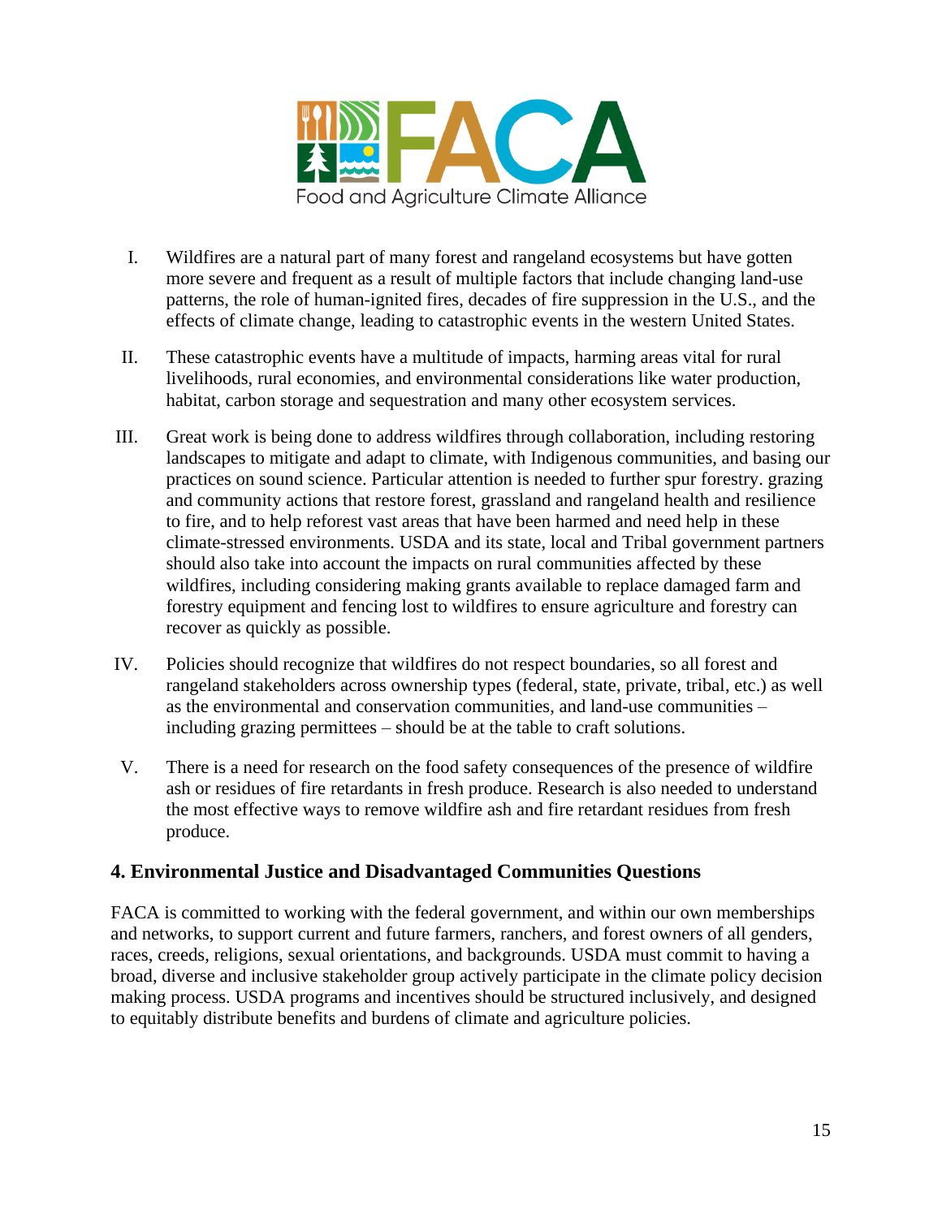I. Wildfires are a natural part of many forest and rangeland ecosystems but have gotten more severe and frequent as a result of multiple factors that include changing land-use patterns, the role of human-ignited fires, decades of fire suppression in the U.S., and the effects of climate change, leading to catastrophic events in the western United States.

II. These catastrophic events have a multitude of impacts, harming areas vital for rural livelihoods, rural economies, and environmental considerations like water production, habitat, carbon storage and sequestration and many other ecosystem services.

III. Great work is being done to address wildfires through collaboration, including restoring landscapes to mitigate and adapt to climate, with Indigenous communities, and basing our practices on sound science. Particular attention is needed to further spur forestry. grazing and community actions that restore forest, grassland and rangeland health and resilience to fire, and to help reforest vast areas that have been harmed and need help in these climate-stressed environments. USDA and its state, local and Tribal government partners should also take into account the impacts on rural communities affected by these wildfires, including considering making grants available to replace damaged farm and forestry equipment and fencing lost to wildfires to ensure agriculture and forestry can recover as quickly as possible.

IV. Policies should recognize that wildfires do not respect boundaries, so all forest and rangeland stakeholders across ownership types (federal, state, private, tribal, etc.) as well as the environmental and conservation communities, and land-use communities – including grazing permittees – should be at the table to craft solutions.

V. There is a need for research on the food safety consequences of the presence of wildfire ash or residues of fire retardants in fresh produce. Research is also needed to understand the most effective ways to remove wildfire ash and fire retardant residues from fresh produce.

## 4. Environmental Justice and Disadvantaged Communities Questions

FACA is committed to working with the federal government, and within our own memberships and networks, to support current and future farmers, ranchers, and forest owners of all genders, races, creeds, religions, sexual orientations, and backgrounds. USDA must commit to having a broad, diverse and inclusive stakeholder group actively participate in the climate policy decision making process. USDA programs and incentives should be structured inclusively, and designed to equitably distribute benefits and burdens of climate and agriculture policies.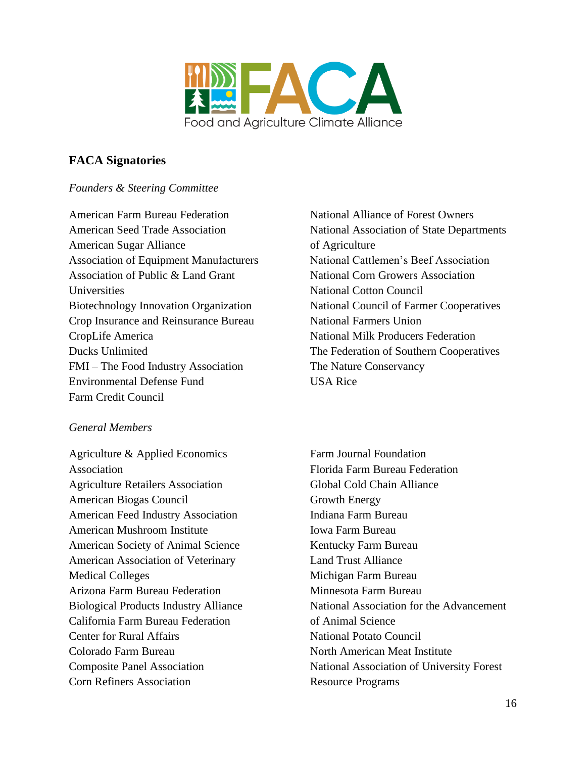FACA

Food and Agriculture Climate Alliance

## FACA Signatories

*Founders & Steering Committee*

American Farm Bureau Federation
American Seed Trade Association
American Sugar Alliance
Association of Equipment Manufacturers
Association of Public & Land Grant Universities
Biotechnology Innovation Organization
Crop Insurance and Reinsurance Bureau
CropLife America
Ducks Unlimited
FMI – The Food Industry Association
Environmental Defense Fund
Farm Credit Council
National Alliance of Forest Owners
National Association of State Departments of Agriculture
National Cattlemen's Beef Association
National Corn Growers Association
National Cotton Council
National Council of Farmer Cooperatives
National Farmers Union
National Milk Producers Federation
The Federation of Southern Cooperatives
The Nature Conservancy
USA Rice

*General Members*

Agriculture & Applied Economics Association
Agriculture Retailers Association
American Biogas Council
American Feed Industry Association
American Mushroom Institute
American Society of Animal Science
American Association of Veterinary Medical Colleges
Arizona Farm Bureau Federation
Biological Products Industry Alliance
California Farm Bureau Federation
Center for Rural Affairs
Colorado Farm Bureau
Composite Panel Association
Corn Refiners Association
Farm Journal Foundation
Florida Farm Bureau Federation
Global Cold Chain Alliance
Growth Energy
Indiana Farm Bureau
Iowa Farm Bureau
Kentucky Farm Bureau
Land Trust Alliance
Michigan Farm Bureau
Minnesota Farm Bureau
National Association for the Advancement of Animal Science
National Potato Council
North American Meat Institute
National Association of University Forest Resource Programs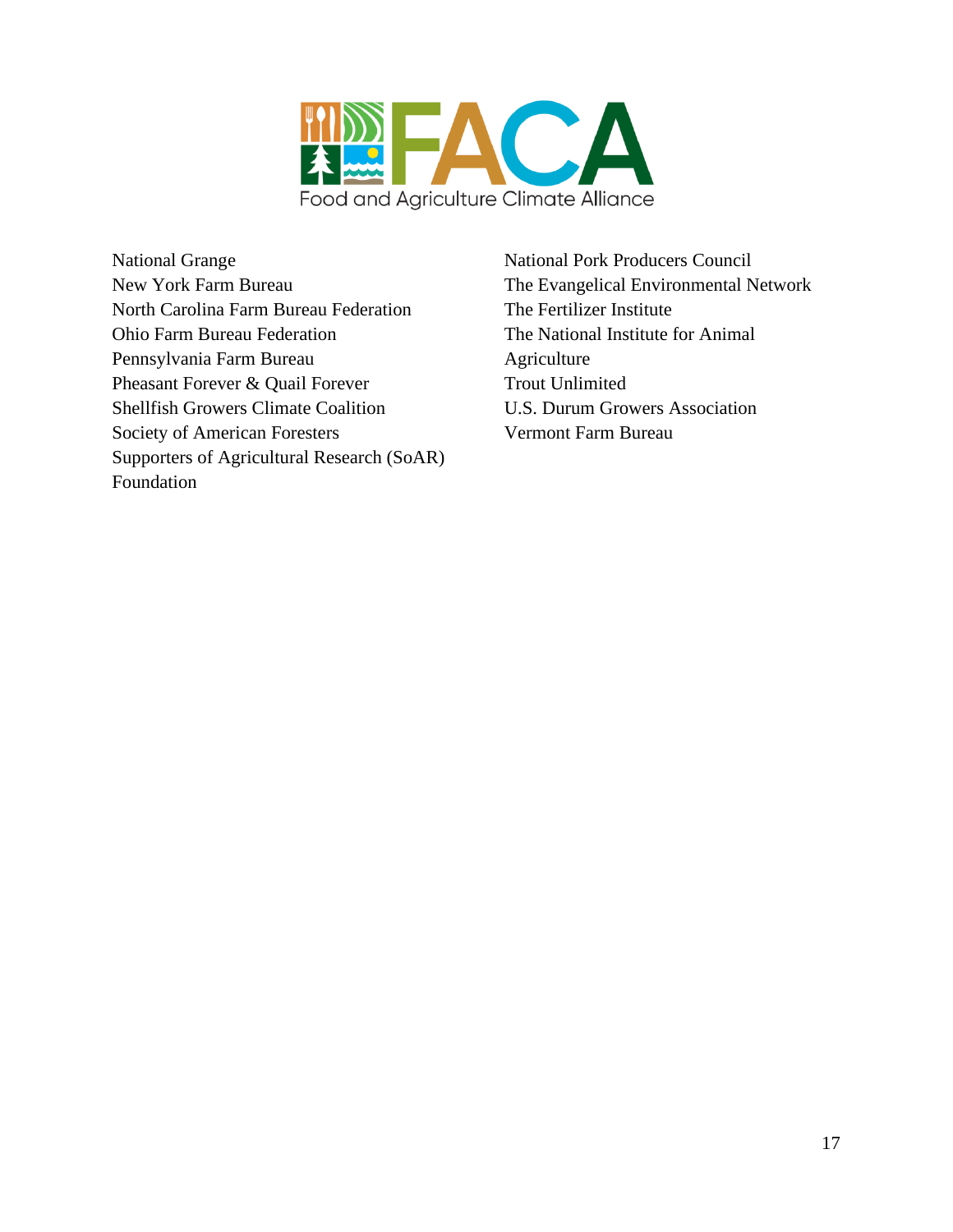FACA

Food and Agriculture Climate Alliance

National Grange
New York Farm Bureau
North Carolina Farm Bureau Federation
Ohio Farm Bureau Federation
Pennsylvania Farm Bureau
Pheasant Forever & Quail Forever
Shellfish Growers Climate Coalition
Society of American Foresters
Supporters of Agricultural Research (SoAR) Foundation
National Pork Producers Council
The Evangelical Environmental Network
The Fertilizer Institute
The National Institute for Animal Agriculture
Trout Unlimited
U.S. Durum Growers Association
Vermont Farm Bureau